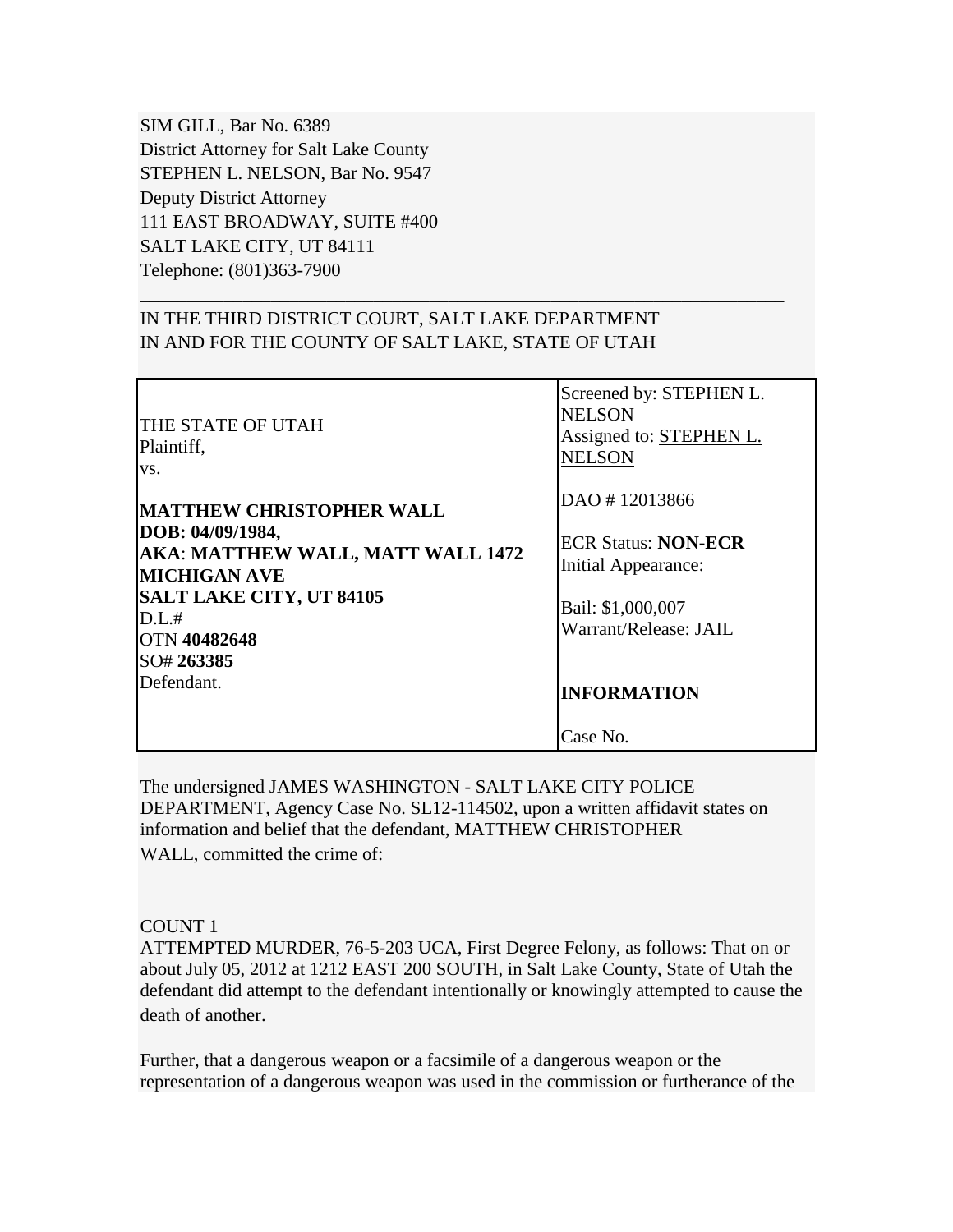SIM GILL, Bar No. 6389
District Attorney for Salt Lake County
STEPHEN L. NELSON, Bar No. 9547
Deputy District Attorney
111 EAST BROADWAY, SUITE #400
SALT LAKE CITY, UT 84111
Telephone: (801)363-7900

---

IN THE THIRD DISTRICT COURT, SALT LAKE DEPARTMENT
IN AND FOR THE COUNTY OF SALT LAKE, STATE OF UTAH

| | |
|---|---|
| THE STATE OF UTAH<br>Plaintiff,<br>vs.<br><br>**MATTHEW CHRISTOPHER WALL**<br>**DOB: 04/09/1984,**<br>**AKA**: **MATTHEW WALL, MATT WALL 1472 MICHIGAN AVE**<br>**SALT LAKE CITY, UT 84105**<br>D.L.#<br>OTN **40482648**<br>SO# **263385**<br>Defendant. | Screened by: STEPHEN L. NELSON<br>Assigned to: STEPHEN L. NELSON<br><br>DAO # 12013866<br><br>ECR Status: **NON-ECR**<br>Initial Appearance:<br><br>Bail: $1,000,007<br>Warrant/Release: JAIL<br><br>**INFORMATION**<br><br>Case No. |

The undersigned JAMES WASHINGTON - SALT LAKE CITY POLICE DEPARTMENT, Agency Case No. SL12-114502, upon a written affidavit states on information and belief that the defendant, MATTHEW CHRISTOPHER WALL, committed the crime of:

COUNT 1
ATTEMPTED MURDER, 76-5-203 UCA, First Degree Felony, as follows: That on or about July 05, 2012 at 1212 EAST 200 SOUTH, in Salt Lake County, State of Utah the defendant did attempt to the defendant intentionally or knowingly attempted to cause the death of another.

Further, that a dangerous weapon or a facsimile of a dangerous weapon or the representation of a dangerous weapon was used in the commission or furtherance of the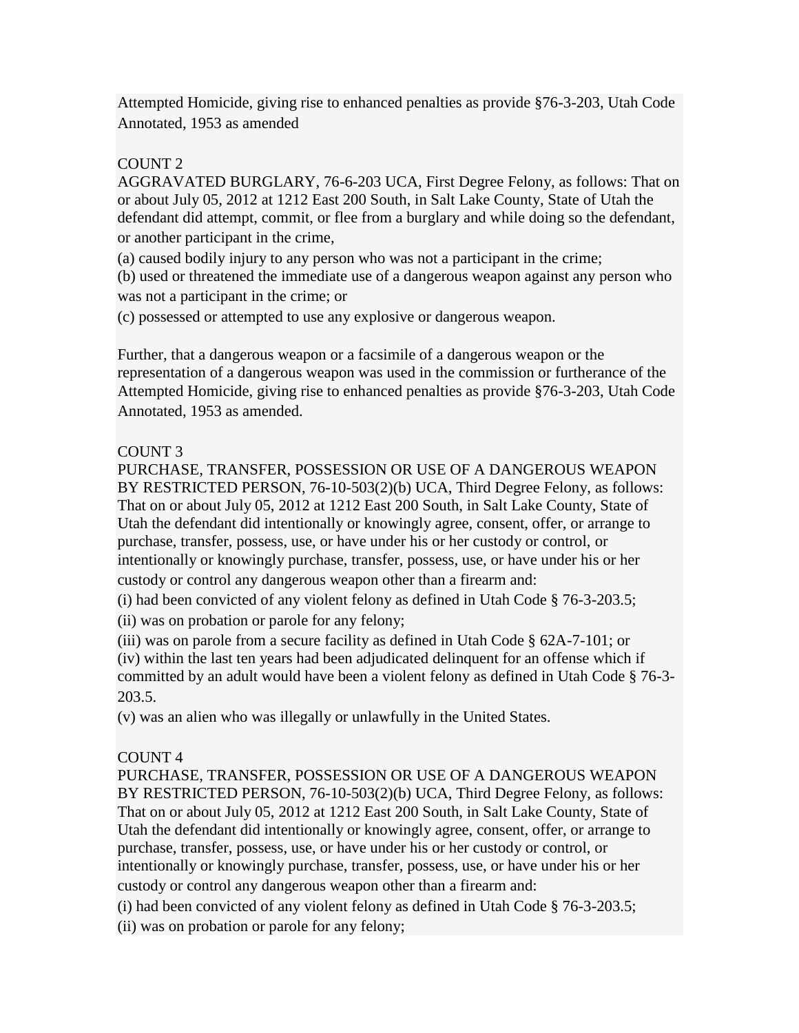Attempted Homicide, giving rise to enhanced penalties as provide §76-3-203, Utah Code Annotated, 1953 as amended

COUNT 2
AGGRAVATED BURGLARY, 76-6-203 UCA, First Degree Felony, as follows: That on or about July 05, 2012 at 1212 East 200 South, in Salt Lake County, State of Utah the defendant did attempt, commit, or flee from a burglary and while doing so the defendant, or another participant in the crime,

(a) caused bodily injury to any person who was not a participant in the crime;
(b) used or threatened the immediate use of a dangerous weapon against any person who was not a participant in the crime; or
(c) possessed or attempted to use any explosive or dangerous weapon.

Further, that a dangerous weapon or a facsimile of a dangerous weapon or the representation of a dangerous weapon was used in the commission or furtherance of the Attempted Homicide, giving rise to enhanced penalties as provide §76-3-203, Utah Code Annotated, 1953 as amended.

COUNT 3
PURCHASE, TRANSFER, POSSESSION OR USE OF A DANGEROUS WEAPON BY RESTRICTED PERSON, 76-10-503(2)(b) UCA, Third Degree Felony, as follows: That on or about July 05, 2012 at 1212 East 200 South, in Salt Lake County, State of Utah the defendant did intentionally or knowingly agree, consent, offer, or arrange to purchase, transfer, possess, use, or have under his or her custody or control, or intentionally or knowingly purchase, transfer, possess, use, or have under his or her custody or control any dangerous weapon other than a firearm and:

(i) had been convicted of any violent felony as defined in Utah Code § 76-3-203.5;
(ii) was on probation or parole for any felony;
(iii) was on parole from a secure facility as defined in Utah Code § 62A-7-101; or
(iv) within the last ten years had been adjudicated delinquent for an offense which if committed by an adult would have been a violent felony as defined in Utah Code § 76-3-203.5.
(v) was an alien who was illegally or unlawfully in the United States.

COUNT 4
PURCHASE, TRANSFER, POSSESSION OR USE OF A DANGEROUS WEAPON BY RESTRICTED PERSON, 76-10-503(2)(b) UCA, Third Degree Felony, as follows: That on or about July 05, 2012 at 1212 East 200 South, in Salt Lake County, State of Utah the defendant did intentionally or knowingly agree, consent, offer, or arrange to purchase, transfer, possess, use, or have under his or her custody or control, or intentionally or knowingly purchase, transfer, possess, use, or have under his or her custody or control any dangerous weapon other than a firearm and:

(i) had been convicted of any violent felony as defined in Utah Code § 76-3-203.5;
(ii) was on probation or parole for any felony;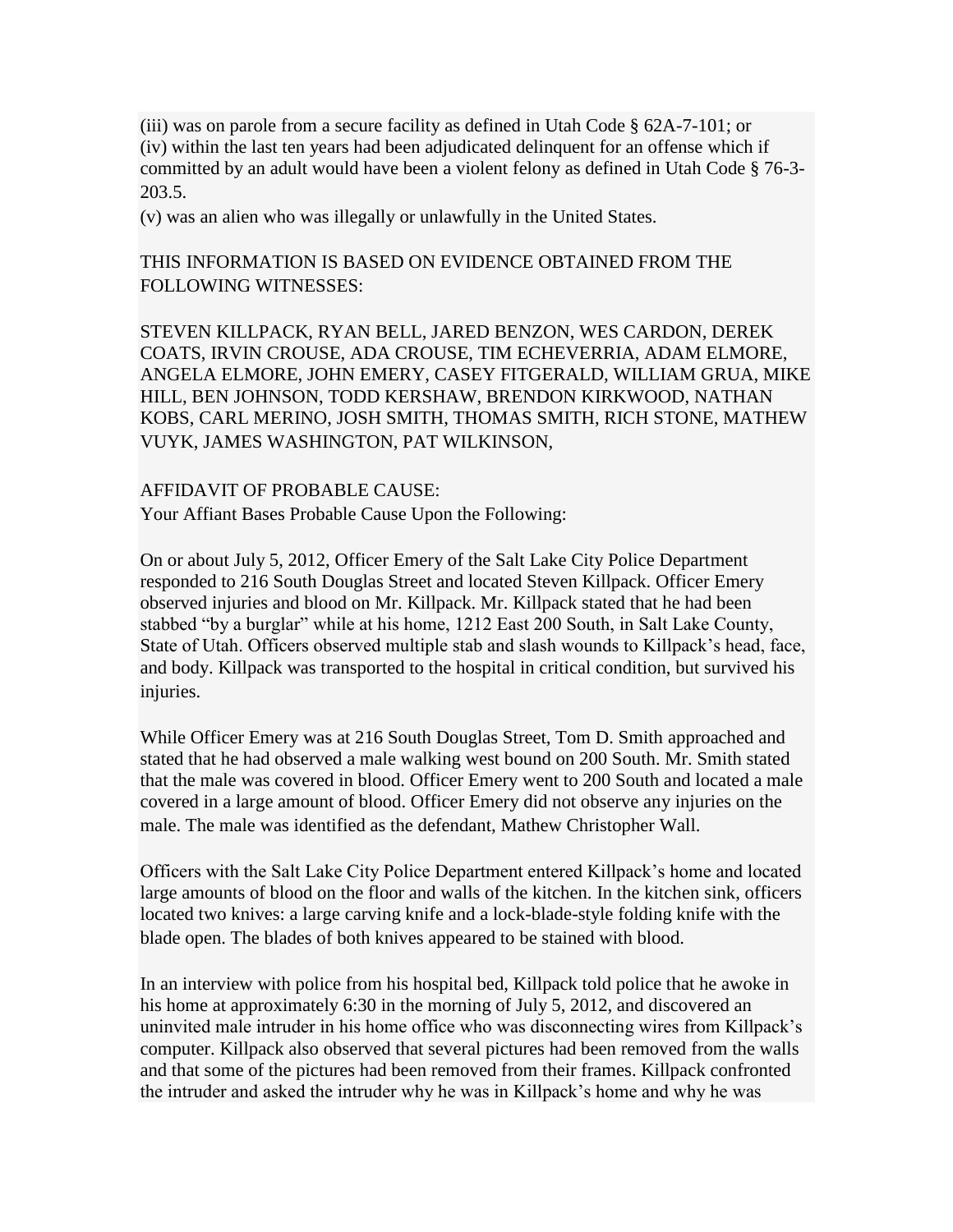(iii) was on parole from a secure facility as defined in Utah Code § 62A-7-101; or
(iv) within the last ten years had been adjudicated delinquent for an offense which if committed by an adult would have been a violent felony as defined in Utah Code § 76-3-203.5.
(v) was an alien who was illegally or unlawfully in the United States.

THIS INFORMATION IS BASED ON EVIDENCE OBTAINED FROM THE FOLLOWING WITNESSES:

STEVEN KILLPACK, RYAN BELL, JARED BENZON, WES CARDON, DEREK COATS, IRVIN CROUSE, ADA CROUSE, TIM ECHEVERRIA, ADAM ELMORE, ANGELA ELMORE, JOHN EMERY, CASEY FITGERALD, WILLIAM GRUA, MIKE HILL, BEN JOHNSON, TODD KERSHAW, BRENDON KIRKWOOD, NATHAN KOBS, CARL MERINO, JOSH SMITH, THOMAS SMITH, RICH STONE, MATHEW VUYK, JAMES WASHINGTON, PAT WILKINSON,

AFFIDAVIT OF PROBABLE CAUSE:
Your Affiant Bases Probable Cause Upon the Following:

On or about July 5, 2012, Officer Emery of the Salt Lake City Police Department responded to 216 South Douglas Street and located Steven Killpack. Officer Emery observed injuries and blood on Mr. Killpack. Mr. Killpack stated that he had been stabbed "by a burglar" while at his home, 1212 East 200 South, in Salt Lake County, State of Utah. Officers observed multiple stab and slash wounds to Killpack's head, face, and body. Killpack was transported to the hospital in critical condition, but survived his injuries.

While Officer Emery was at 216 South Douglas Street, Tom D. Smith approached and stated that he had observed a male walking west bound on 200 South. Mr. Smith stated that the male was covered in blood. Officer Emery went to 200 South and located a male covered in a large amount of blood. Officer Emery did not observe any injuries on the male. The male was identified as the defendant, Mathew Christopher Wall.

Officers with the Salt Lake City Police Department entered Killpack's home and located large amounts of blood on the floor and walls of the kitchen. In the kitchen sink, officers located two knives: a large carving knife and a lock-blade-style folding knife with the blade open. The blades of both knives appeared to be stained with blood.

In an interview with police from his hospital bed, Killpack told police that he awoke in his home at approximately 6:30 in the morning of July 5, 2012, and discovered an uninvited male intruder in his home office who was disconnecting wires from Killpack's computer. Killpack also observed that several pictures had been removed from the walls and that some of the pictures had been removed from their frames. Killpack confronted the intruder and asked the intruder why he was in Killpack's home and why he was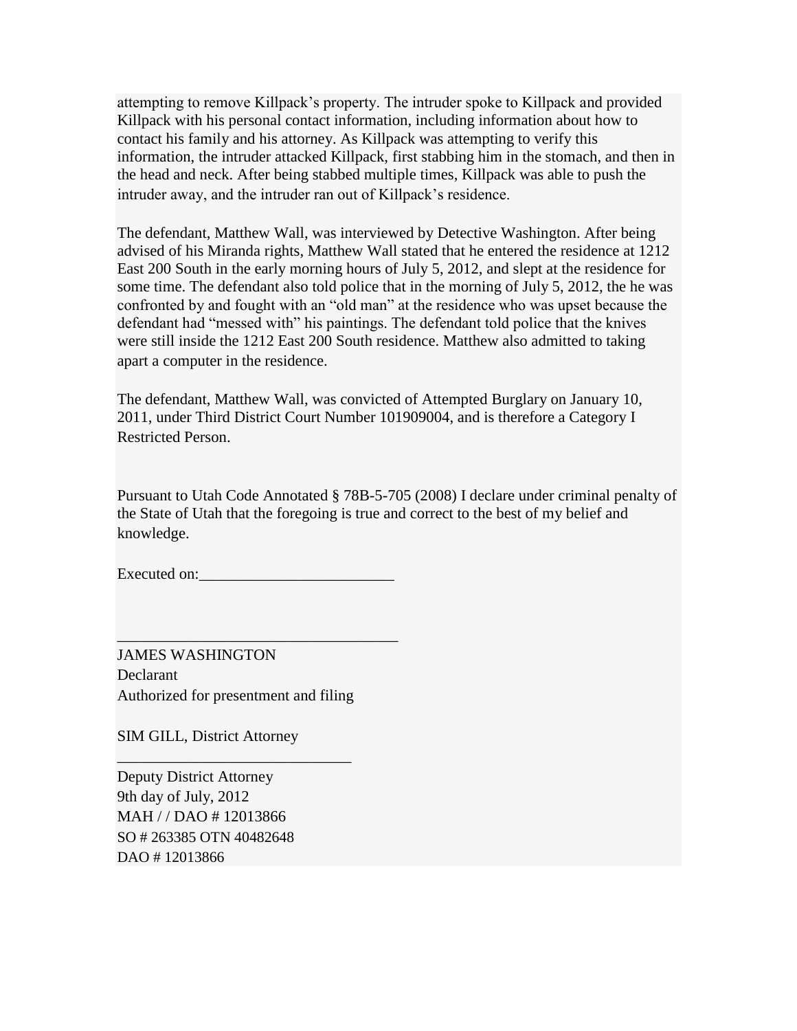attempting to remove Killpack's property. The intruder spoke to Killpack and provided Killpack with his personal contact information, including information about how to contact his family and his attorney. As Killpack was attempting to verify this information, the intruder attacked Killpack, first stabbing him in the stomach, and then in the head and neck. After being stabbed multiple times, Killpack was able to push the intruder away, and the intruder ran out of Killpack's residence.

The defendant, Matthew Wall, was interviewed by Detective Washington. After being advised of his Miranda rights, Matthew Wall stated that he entered the residence at 1212 East 200 South in the early morning hours of July 5, 2012, and slept at the residence for some time. The defendant also told police that in the morning of July 5, 2012, the he was confronted by and fought with an "old man" at the residence who was upset because the defendant had "messed with" his paintings. The defendant told police that the knives were still inside the 1212 East 200 South residence. Matthew also admitted to taking apart a computer in the residence.

The defendant, Matthew Wall, was convicted of Attempted Burglary on January 10, 2011, under Third District Court Number 101909004, and is therefore a Category I Restricted Person.

Pursuant to Utah Code Annotated § 78B-5-705 (2008) I declare under criminal penalty of the State of Utah that the foregoing is true and correct to the best of my belief and knowledge.

Executed on:_________________________

____________________________________

JAMES WASHINGTON
Declarant
Authorized for presentment and filing

SIM GILL, District Attorney
______________________________
Deputy District Attorney
9th day of July, 2012
MAH / / DAO # 12013866
SO # 263385 OTN 40482648
DAO # 12013866